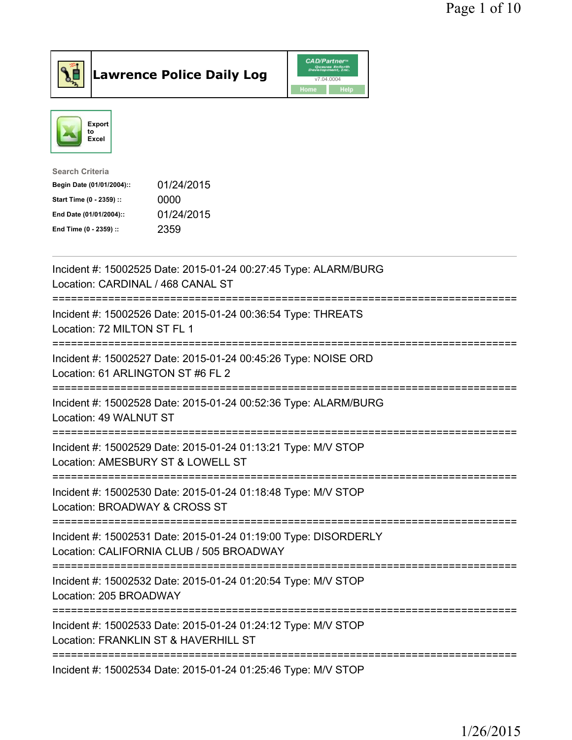# Lawrence Police Daily Log

CAD/Partner
v7.04.0004
Home Help

Export to Excel

**Search Criteria**

| | |
|---|---|
| **Begin Date (01/01/2004)::** | 01/24/2015 |
| **Start Time (0 - 2359) ::** | 0000 |
| **End Date (01/01/2004)::** | 01/24/2015 |
| **End Time (0 - 2359) ::** | 2359 |

---

Incident #: 15002525 Date: 2015-01-24 00:27:45 Type: ALARM/BURG
Location: CARDINAL / 468 CANAL ST

===========================================================================

Incident #: 15002526 Date: 2015-01-24 00:36:54 Type: THREATS
Location: 72 MILTON ST FL 1

===========================================================================

Incident #: 15002527 Date: 2015-01-24 00:45:26 Type: NOISE ORD
Location: 61 ARLINGTON ST #6 FL 2

===========================================================================

Incident #: 15002528 Date: 2015-01-24 00:52:36 Type: ALARM/BURG
Location: 49 WALNUT ST

===========================================================================

Incident #: 15002529 Date: 2015-01-24 01:13:21 Type: M/V STOP
Location: AMESBURY ST & LOWELL ST

===========================================================================

Incident #: 15002530 Date: 2015-01-24 01:18:48 Type: M/V STOP
Location: BROADWAY & CROSS ST

===========================================================================

Incident #: 15002531 Date: 2015-01-24 01:19:00 Type: DISORDERLY
Location: CALIFORNIA CLUB / 505 BROADWAY

===========================================================================

Incident #: 15002532 Date: 2015-01-24 01:20:54 Type: M/V STOP
Location: 205 BROADWAY

===========================================================================

Incident #: 15002533 Date: 2015-01-24 01:24:12 Type: M/V STOP
Location: FRANKLIN ST & HAVERHILL ST

===========================================================================

Incident #: 15002534 Date: 2015-01-24 01:25:46 Type: M/V STOP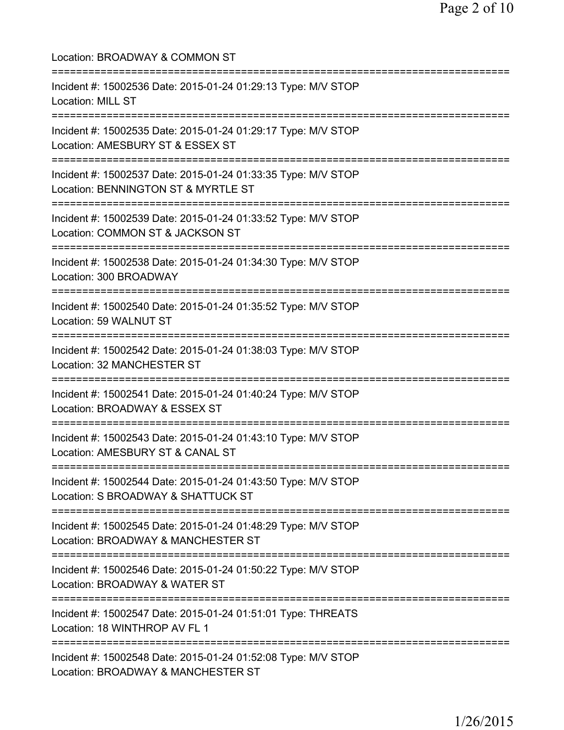Location: BROADWAY & COMMON ST

===========================================================================

Incident #: 15002536 Date: 2015-01-24 01:29:13 Type: M/V STOP
Location: MILL ST

===========================================================================

Incident #: 15002535 Date: 2015-01-24 01:29:17 Type: M/V STOP
Location: AMESBURY ST & ESSEX ST

===========================================================================

Incident #: 15002537 Date: 2015-01-24 01:33:35 Type: M/V STOP
Location: BENNINGTON ST & MYRTLE ST

===========================================================================

Incident #: 15002539 Date: 2015-01-24 01:33:52 Type: M/V STOP
Location: COMMON ST & JACKSON ST

===========================================================================

Incident #: 15002538 Date: 2015-01-24 01:34:30 Type: M/V STOP
Location: 300 BROADWAY

===========================================================================

Incident #: 15002540 Date: 2015-01-24 01:35:52 Type: M/V STOP
Location: 59 WALNUT ST

===========================================================================

Incident #: 15002542 Date: 2015-01-24 01:38:03 Type: M/V STOP
Location: 32 MANCHESTER ST

===========================================================================

Incident #: 15002541 Date: 2015-01-24 01:40:24 Type: M/V STOP
Location: BROADWAY & ESSEX ST

===========================================================================

Incident #: 15002543 Date: 2015-01-24 01:43:10 Type: M/V STOP
Location: AMESBURY ST & CANAL ST

===========================================================================

Incident #: 15002544 Date: 2015-01-24 01:43:50 Type: M/V STOP
Location: S BROADWAY & SHATTUCK ST

===========================================================================

Incident #: 15002545 Date: 2015-01-24 01:48:29 Type: M/V STOP
Location: BROADWAY & MANCHESTER ST

===========================================================================

Incident #: 15002546 Date: 2015-01-24 01:50:22 Type: M/V STOP
Location: BROADWAY & WATER ST

===========================================================================

Incident #: 15002547 Date: 2015-01-24 01:51:01 Type: THREATS
Location: 18 WINTHROP AV FL 1

===========================================================================

Incident #: 15002548 Date: 2015-01-24 01:52:08 Type: M/V STOP
Location: BROADWAY & MANCHESTER ST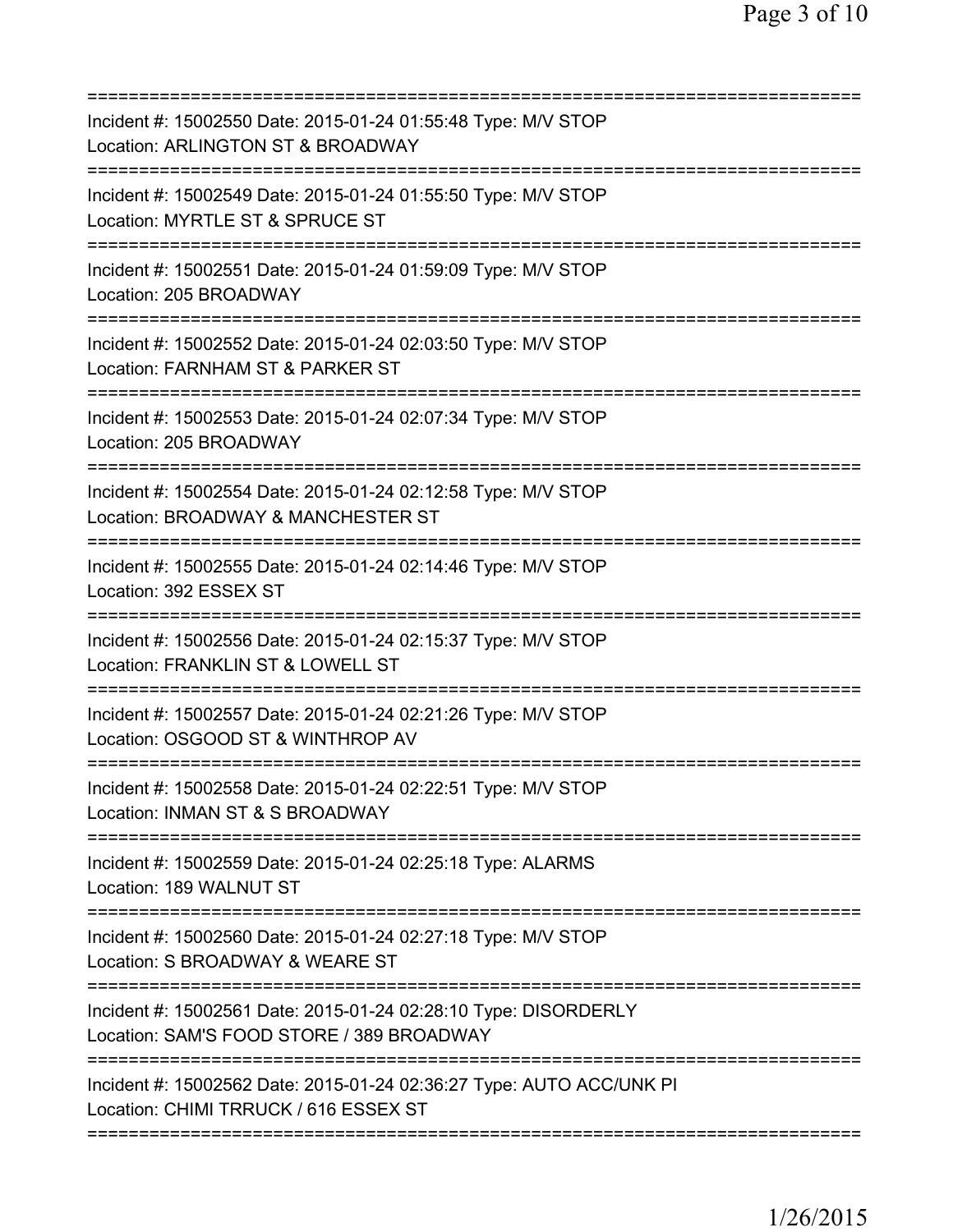===========================================================================
Incident #: 15002550 Date: 2015-01-24 01:55:48 Type: M/V STOP
Location: ARLINGTON ST & BROADWAY
===========================================================================
Incident #: 15002549 Date: 2015-01-24 01:55:50 Type: M/V STOP
Location: MYRTLE ST & SPRUCE ST
===========================================================================
Incident #: 15002551 Date: 2015-01-24 01:59:09 Type: M/V STOP
Location: 205 BROADWAY
===========================================================================
Incident #: 15002552 Date: 2015-01-24 02:03:50 Type: M/V STOP
Location: FARNHAM ST & PARKER ST
===========================================================================
Incident #: 15002553 Date: 2015-01-24 02:07:34 Type: M/V STOP
Location: 205 BROADWAY
===========================================================================
Incident #: 15002554 Date: 2015-01-24 02:12:58 Type: M/V STOP
Location: BROADWAY & MANCHESTER ST
===========================================================================
Incident #: 15002555 Date: 2015-01-24 02:14:46 Type: M/V STOP
Location: 392 ESSEX ST
===========================================================================
Incident #: 15002556 Date: 2015-01-24 02:15:37 Type: M/V STOP
Location: FRANKLIN ST & LOWELL ST
===========================================================================
Incident #: 15002557 Date: 2015-01-24 02:21:26 Type: M/V STOP
Location: OSGOOD ST & WINTHROP AV
===========================================================================
Incident #: 15002558 Date: 2015-01-24 02:22:51 Type: M/V STOP
Location: INMAN ST & S BROADWAY
===========================================================================
Incident #: 15002559 Date: 2015-01-24 02:25:18 Type: ALARMS
Location: 189 WALNUT ST
===========================================================================
Incident #: 15002560 Date: 2015-01-24 02:27:18 Type: M/V STOP
Location: S BROADWAY & WEARE ST
===========================================================================
Incident #: 15002561 Date: 2015-01-24 02:28:10 Type: DISORDERLY
Location: SAM'S FOOD STORE / 389 BROADWAY
===========================================================================
Incident #: 15002562 Date: 2015-01-24 02:36:27 Type: AUTO ACC/UNK PI
Location: CHIMI TRRUCK / 616 ESSEX ST
===========================================================================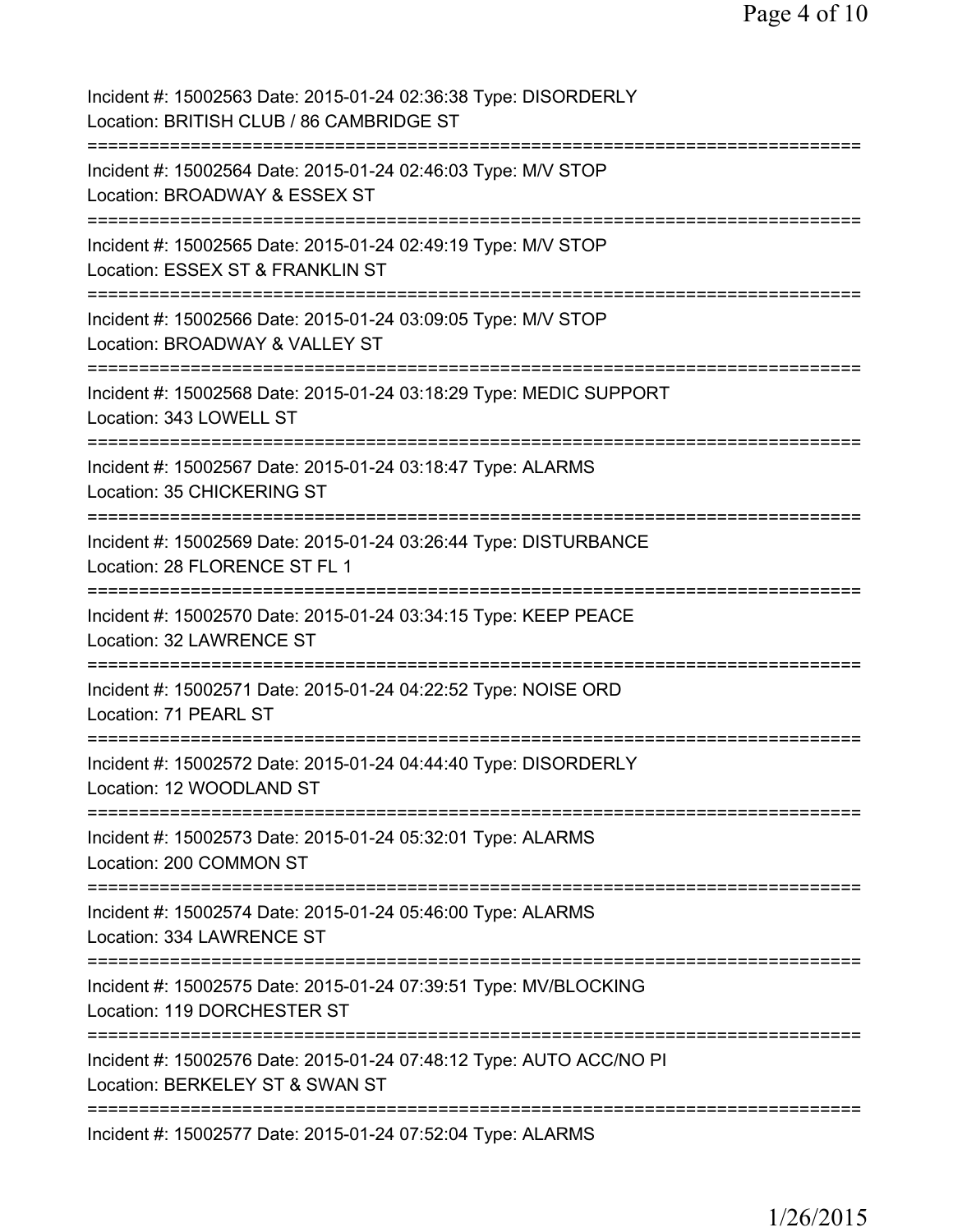Incident #: 15002563 Date: 2015-01-24 02:36:38 Type: DISORDERLY
Location: BRITISH CLUB / 86 CAMBRIDGE ST
===========================================================================
Incident #: 15002564 Date: 2015-01-24 02:46:03 Type: M/V STOP
Location: BROADWAY & ESSEX ST
===========================================================================
Incident #: 15002565 Date: 2015-01-24 02:49:19 Type: M/V STOP
Location: ESSEX ST & FRANKLIN ST
===========================================================================
Incident #: 15002566 Date: 2015-01-24 03:09:05 Type: M/V STOP
Location: BROADWAY & VALLEY ST
===========================================================================
Incident #: 15002568 Date: 2015-01-24 03:18:29 Type: MEDIC SUPPORT
Location: 343 LOWELL ST
===========================================================================
Incident #: 15002567 Date: 2015-01-24 03:18:47 Type: ALARMS
Location: 35 CHICKERING ST
===========================================================================
Incident #: 15002569 Date: 2015-01-24 03:26:44 Type: DISTURBANCE
Location: 28 FLORENCE ST FL 1
===========================================================================
Incident #: 15002570 Date: 2015-01-24 03:34:15 Type: KEEP PEACE
Location: 32 LAWRENCE ST
===========================================================================
Incident #: 15002571 Date: 2015-01-24 04:22:52 Type: NOISE ORD
Location: 71 PEARL ST
===========================================================================
Incident #: 15002572 Date: 2015-01-24 04:44:40 Type: DISORDERLY
Location: 12 WOODLAND ST
===========================================================================
Incident #: 15002573 Date: 2015-01-24 05:32:01 Type: ALARMS
Location: 200 COMMON ST
===========================================================================
Incident #: 15002574 Date: 2015-01-24 05:46:00 Type: ALARMS
Location: 334 LAWRENCE ST
===========================================================================
Incident #: 15002575 Date: 2015-01-24 07:39:51 Type: MV/BLOCKING
Location: 119 DORCHESTER ST
===========================================================================
Incident #: 15002576 Date: 2015-01-24 07:48:12 Type: AUTO ACC/NO PI
Location: BERKELEY ST & SWAN ST
===========================================================================
Incident #: 15002577 Date: 2015-01-24 07:52:04 Type: ALARMS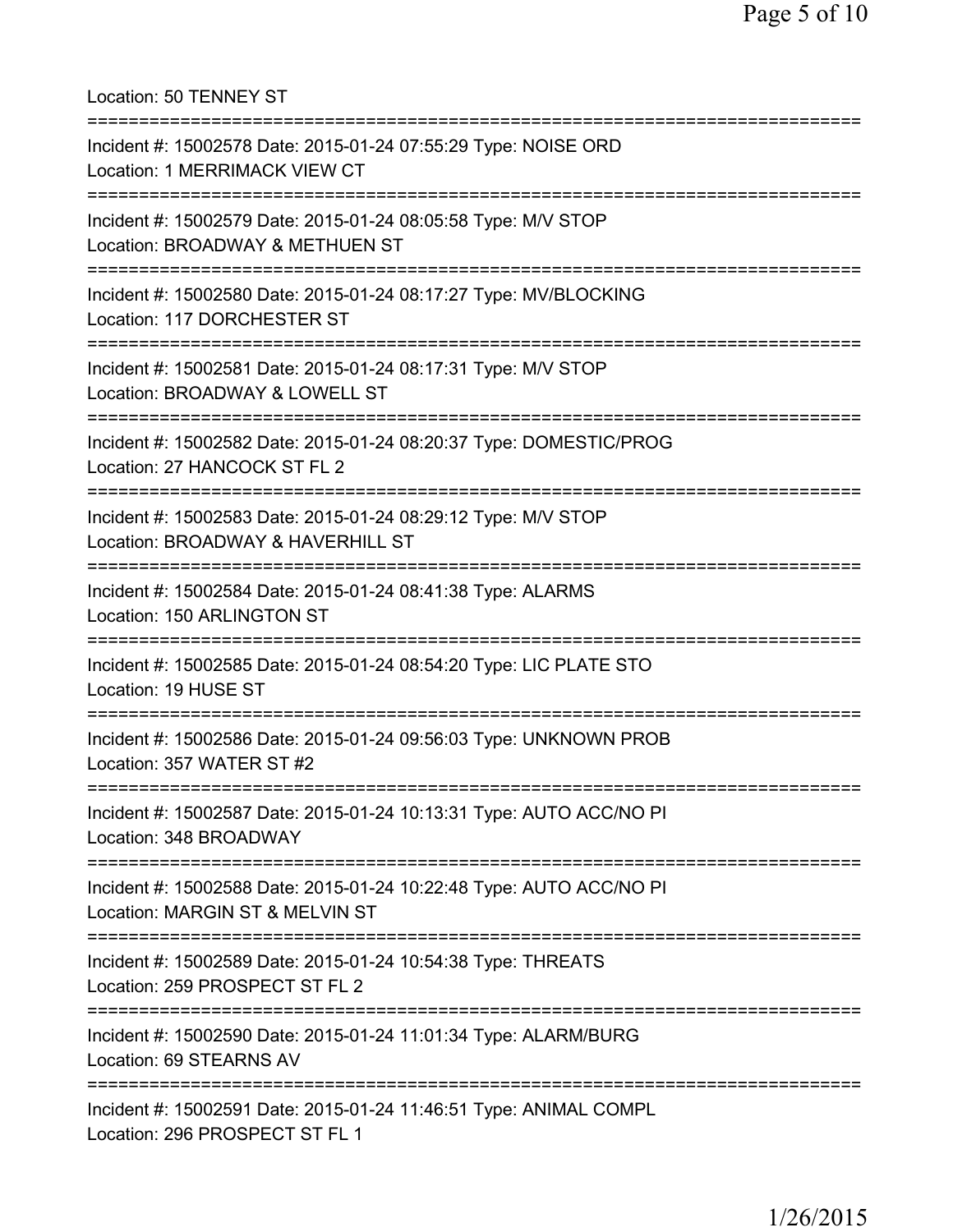Location: 50 TENNEY ST

---

Incident #: 15002578 Date: 2015-01-24 07:55:29 Type: NOISE ORD
Location: 1 MERRIMACK VIEW CT

---

Incident #: 15002579 Date: 2015-01-24 08:05:58 Type: M/V STOP
Location: BROADWAY & METHUEN ST

---

Incident #: 15002580 Date: 2015-01-24 08:17:27 Type: MV/BLOCKING
Location: 117 DORCHESTER ST

---

Incident #: 15002581 Date: 2015-01-24 08:17:31 Type: M/V STOP
Location: BROADWAY & LOWELL ST

---

Incident #: 15002582 Date: 2015-01-24 08:20:37 Type: DOMESTIC/PROG
Location: 27 HANCOCK ST FL 2

---

Incident #: 15002583 Date: 2015-01-24 08:29:12 Type: M/V STOP
Location: BROADWAY & HAVERHILL ST

---

Incident #: 15002584 Date: 2015-01-24 08:41:38 Type: ALARMS
Location: 150 ARLINGTON ST

---

Incident #: 15002585 Date: 2015-01-24 08:54:20 Type: LIC PLATE STO
Location: 19 HUSE ST

---

Incident #: 15002586 Date: 2015-01-24 09:56:03 Type: UNKNOWN PROB
Location: 357 WATER ST #2

---

Incident #: 15002587 Date: 2015-01-24 10:13:31 Type: AUTO ACC/NO PI
Location: 348 BROADWAY

---

Incident #: 15002588 Date: 2015-01-24 10:22:48 Type: AUTO ACC/NO PI
Location: MARGIN ST & MELVIN ST

---

Incident #: 15002589 Date: 2015-01-24 10:54:38 Type: THREATS
Location: 259 PROSPECT ST FL 2

---

Incident #: 15002590 Date: 2015-01-24 11:01:34 Type: ALARM/BURG
Location: 69 STEARNS AV

---

Incident #: 15002591 Date: 2015-01-24 11:46:51 Type: ANIMAL COMPL
Location: 296 PROSPECT ST FL 1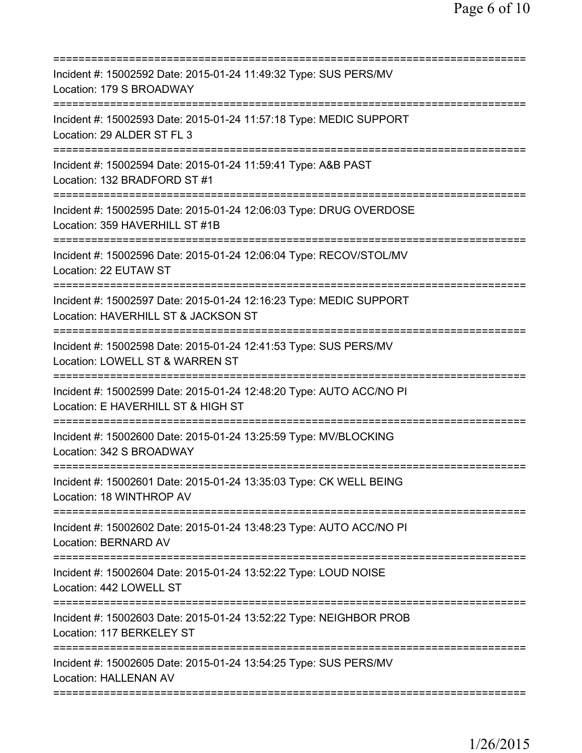Incident #: 15002592 Date: 2015-01-24 11:49:32 Type: SUS PERS/MV
Location: 179 S BROADWAY

Incident #: 15002593 Date: 2015-01-24 11:57:18 Type: MEDIC SUPPORT
Location: 29 ALDER ST FL 3

Incident #: 15002594 Date: 2015-01-24 11:59:41 Type: A&B PAST
Location: 132 BRADFORD ST #1

Incident #: 15002595 Date: 2015-01-24 12:06:03 Type: DRUG OVERDOSE
Location: 359 HAVERHILL ST #1B

Incident #: 15002596 Date: 2015-01-24 12:06:04 Type: RECOV/STOL/MV
Location: 22 EUTAW ST

Incident #: 15002597 Date: 2015-01-24 12:16:23 Type: MEDIC SUPPORT
Location: HAVERHILL ST & JACKSON ST

Incident #: 15002598 Date: 2015-01-24 12:41:53 Type: SUS PERS/MV
Location: LOWELL ST & WARREN ST

Incident #: 15002599 Date: 2015-01-24 12:48:20 Type: AUTO ACC/NO PI
Location: E HAVERHILL ST & HIGH ST

Incident #: 15002600 Date: 2015-01-24 13:25:59 Type: MV/BLOCKING
Location: 342 S BROADWAY

Incident #: 15002601 Date: 2015-01-24 13:35:03 Type: CK WELL BEING
Location: 18 WINTHROP AV

Incident #: 15002602 Date: 2015-01-24 13:48:23 Type: AUTO ACC/NO PI
Location: BERNARD AV

Incident #: 15002604 Date: 2015-01-24 13:52:22 Type: LOUD NOISE
Location: 442 LOWELL ST

Incident #: 15002603 Date: 2015-01-24 13:52:22 Type: NEIGHBOR PROB
Location: 117 BERKELEY ST

Incident #: 15002605 Date: 2015-01-24 13:54:25 Type: SUS PERS/MV
Location: HALLENAN AV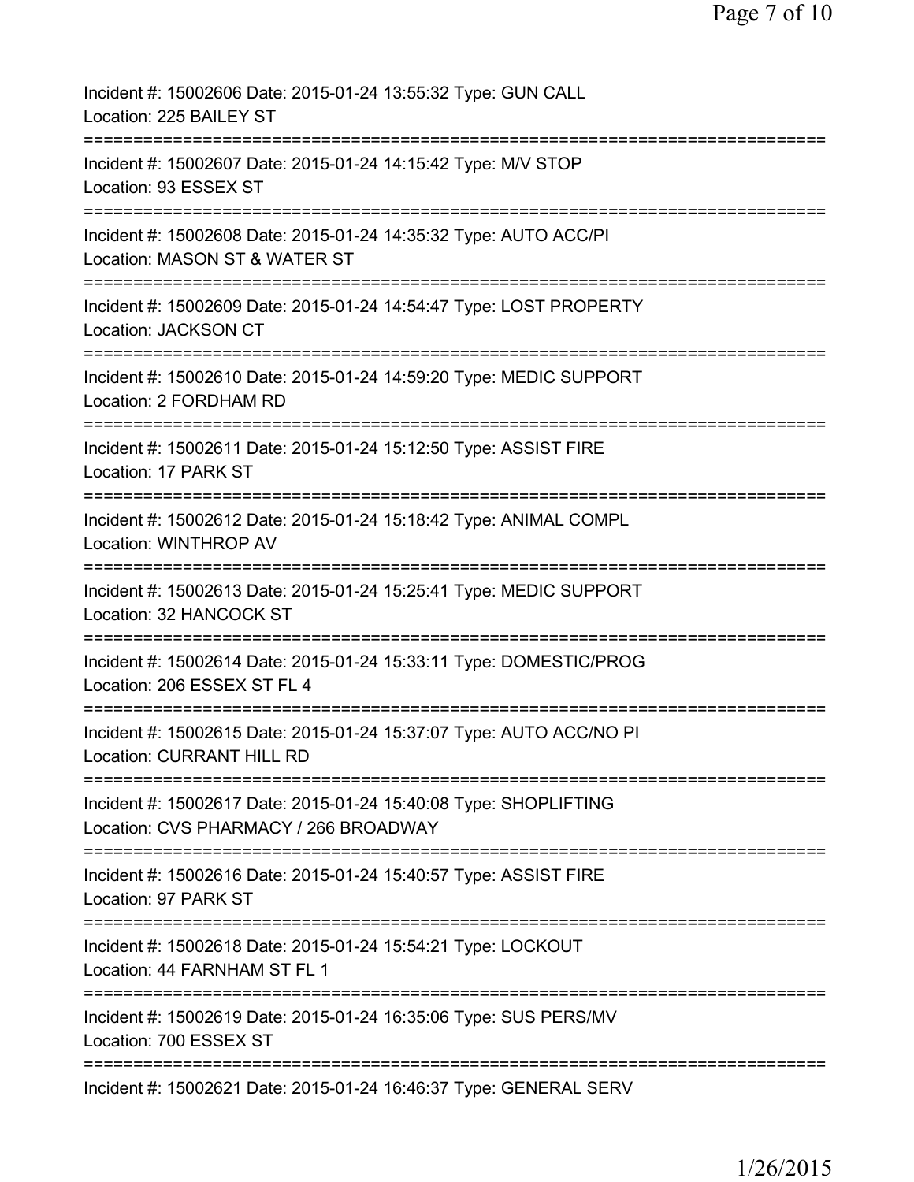Incident #: 15002606 Date: 2015-01-24 13:55:32 Type: GUN CALL
Location: 225 BAILEY ST
===========================================================================
Incident #: 15002607 Date: 2015-01-24 14:15:42 Type: M/V STOP
Location: 93 ESSEX ST
===========================================================================
Incident #: 15002608 Date: 2015-01-24 14:35:32 Type: AUTO ACC/PI
Location: MASON ST & WATER ST
===========================================================================
Incident #: 15002609 Date: 2015-01-24 14:54:47 Type: LOST PROPERTY
Location: JACKSON CT
===========================================================================
Incident #: 15002610 Date: 2015-01-24 14:59:20 Type: MEDIC SUPPORT
Location: 2 FORDHAM RD
===========================================================================
Incident #: 15002611 Date: 2015-01-24 15:12:50 Type: ASSIST FIRE
Location: 17 PARK ST
===========================================================================
Incident #: 15002612 Date: 2015-01-24 15:18:42 Type: ANIMAL COMPL
Location: WINTHROP AV
===========================================================================
Incident #: 15002613 Date: 2015-01-24 15:25:41 Type: MEDIC SUPPORT
Location: 32 HANCOCK ST
===========================================================================
Incident #: 15002614 Date: 2015-01-24 15:33:11 Type: DOMESTIC/PROG
Location: 206 ESSEX ST FL 4
===========================================================================
Incident #: 15002615 Date: 2015-01-24 15:37:07 Type: AUTO ACC/NO PI
Location: CURRANT HILL RD
===========================================================================
Incident #: 15002617 Date: 2015-01-24 15:40:08 Type: SHOPLIFTING
Location: CVS PHARMACY / 266 BROADWAY
===========================================================================
Incident #: 15002616 Date: 2015-01-24 15:40:57 Type: ASSIST FIRE
Location: 97 PARK ST
===========================================================================
Incident #: 15002618 Date: 2015-01-24 15:54:21 Type: LOCKOUT
Location: 44 FARNHAM ST FL 1
===========================================================================
Incident #: 15002619 Date: 2015-01-24 16:35:06 Type: SUS PERS/MV
Location: 700 ESSEX ST
===========================================================================
Incident #: 15002621 Date: 2015-01-24 16:46:37 Type: GENERAL SERV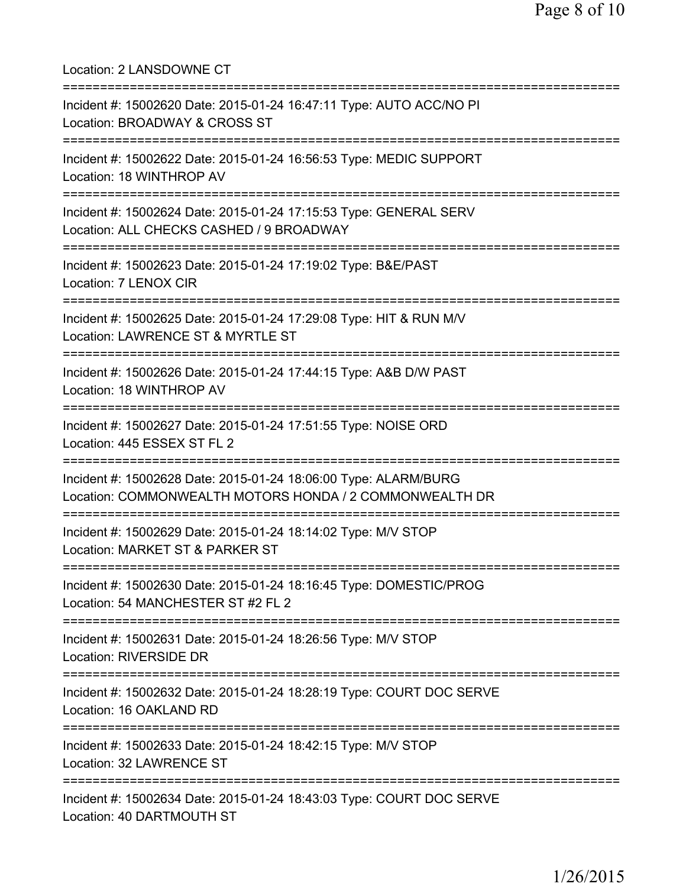Location: 2 LANSDOWNE CT

===========================================================================

Incident #: 15002620 Date: 2015-01-24 16:47:11 Type: AUTO ACC/NO PI
Location: BROADWAY & CROSS ST

===========================================================================

Incident #: 15002622 Date: 2015-01-24 16:56:53 Type: MEDIC SUPPORT
Location: 18 WINTHROP AV

===========================================================================

Incident #: 15002624 Date: 2015-01-24 17:15:53 Type: GENERAL SERV
Location: ALL CHECKS CASHED / 9 BROADWAY

===========================================================================

Incident #: 15002623 Date: 2015-01-24 17:19:02 Type: B&E/PAST
Location: 7 LENOX CIR

===========================================================================

Incident #: 15002625 Date: 2015-01-24 17:29:08 Type: HIT & RUN M/V
Location: LAWRENCE ST & MYRTLE ST

===========================================================================

Incident #: 15002626 Date: 2015-01-24 17:44:15 Type: A&B D/W PAST
Location: 18 WINTHROP AV

===========================================================================

Incident #: 15002627 Date: 2015-01-24 17:51:55 Type: NOISE ORD
Location: 445 ESSEX ST FL 2

===========================================================================

Incident #: 15002628 Date: 2015-01-24 18:06:00 Type: ALARM/BURG
Location: COMMONWEALTH MOTORS HONDA / 2 COMMONWEALTH DR

===========================================================================

Incident #: 15002629 Date: 2015-01-24 18:14:02 Type: M/V STOP
Location: MARKET ST & PARKER ST

===========================================================================

Incident #: 15002630 Date: 2015-01-24 18:16:45 Type: DOMESTIC/PROG
Location: 54 MANCHESTER ST #2 FL 2

===========================================================================

Incident #: 15002631 Date: 2015-01-24 18:26:56 Type: M/V STOP
Location: RIVERSIDE DR

===========================================================================

Incident #: 15002632 Date: 2015-01-24 18:28:19 Type: COURT DOC SERVE
Location: 16 OAKLAND RD

===========================================================================

Incident #: 15002633 Date: 2015-01-24 18:42:15 Type: M/V STOP
Location: 32 LAWRENCE ST

===========================================================================

Incident #: 15002634 Date: 2015-01-24 18:43:03 Type: COURT DOC SERVE
Location: 40 DARTMOUTH ST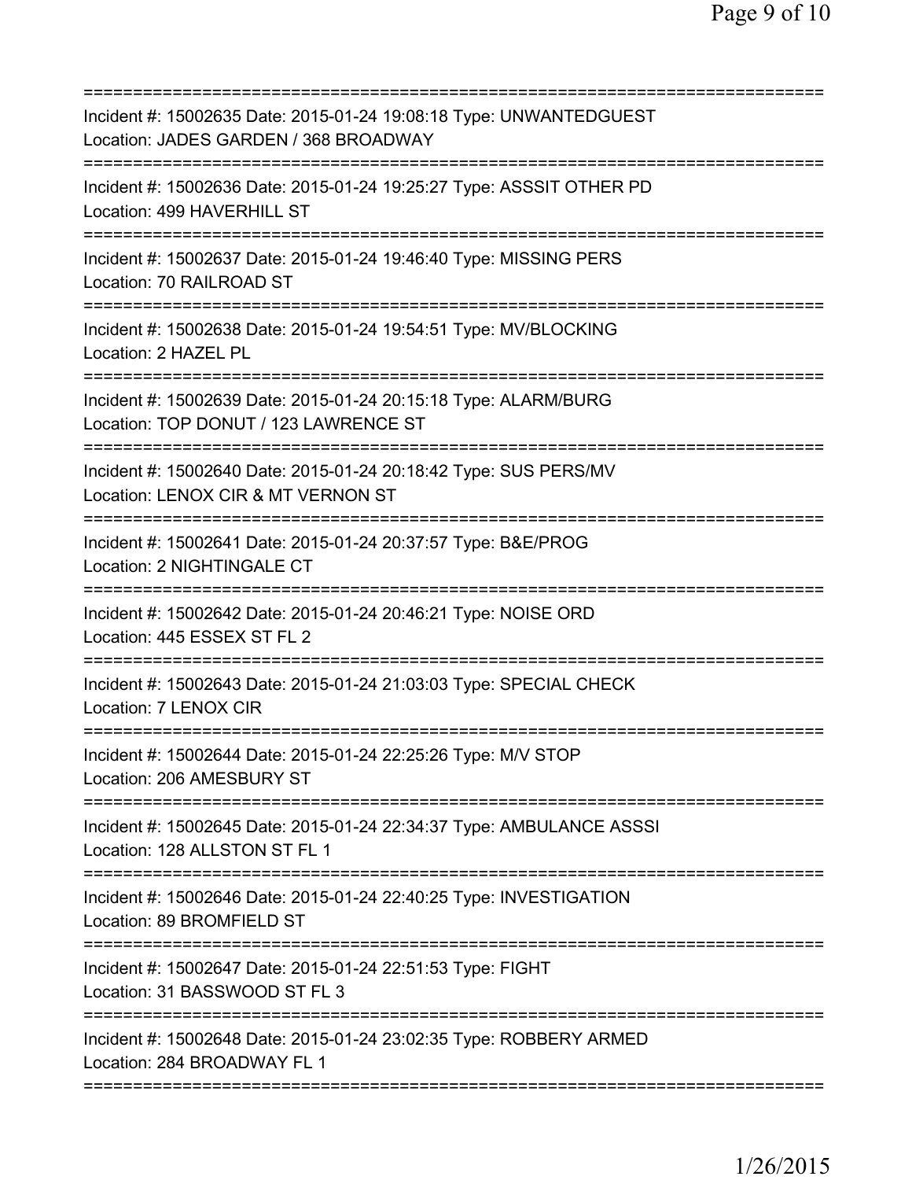==============================================================================
Incident #: 15002635 Date: 2015-01-24 19:08:18 Type: UNWANTEDGUEST
Location: JADES GARDEN / 368 BROADWAY
==============================================================================
Incident #: 15002636 Date: 2015-01-24 19:25:27 Type: ASSSIT OTHER PD
Location: 499 HAVERHILL ST
==============================================================================
Incident #: 15002637 Date: 2015-01-24 19:46:40 Type: MISSING PERS
Location: 70 RAILROAD ST
==============================================================================
Incident #: 15002638 Date: 2015-01-24 19:54:51 Type: MV/BLOCKING
Location: 2 HAZEL PL
==============================================================================
Incident #: 15002639 Date: 2015-01-24 20:15:18 Type: ALARM/BURG
Location: TOP DONUT / 123 LAWRENCE ST
==============================================================================
Incident #: 15002640 Date: 2015-01-24 20:18:42 Type: SUS PERS/MV
Location: LENOX CIR & MT VERNON ST
==============================================================================
Incident #: 15002641 Date: 2015-01-24 20:37:57 Type: B&E/PROG
Location: 2 NIGHTINGALE CT
==============================================================================
Incident #: 15002642 Date: 2015-01-24 20:46:21 Type: NOISE ORD
Location: 445 ESSEX ST FL 2
==============================================================================
Incident #: 15002643 Date: 2015-01-24 21:03:03 Type: SPECIAL CHECK
Location: 7 LENOX CIR
==============================================================================
Incident #: 15002644 Date: 2015-01-24 22:25:26 Type: M/V STOP
Location: 206 AMESBURY ST
==============================================================================
Incident #: 15002645 Date: 2015-01-24 22:34:37 Type: AMBULANCE ASSSI
Location: 128 ALLSTON ST FL 1
==============================================================================
Incident #: 15002646 Date: 2015-01-24 22:40:25 Type: INVESTIGATION
Location: 89 BROMFIELD ST
==============================================================================
Incident #: 15002647 Date: 2015-01-24 22:51:53 Type: FIGHT
Location: 31 BASSWOOD ST FL 3
==============================================================================
Incident #: 15002648 Date: 2015-01-24 23:02:35 Type: ROBBERY ARMED
Location: 284 BROADWAY FL 1
==============================================================================

1/26/2015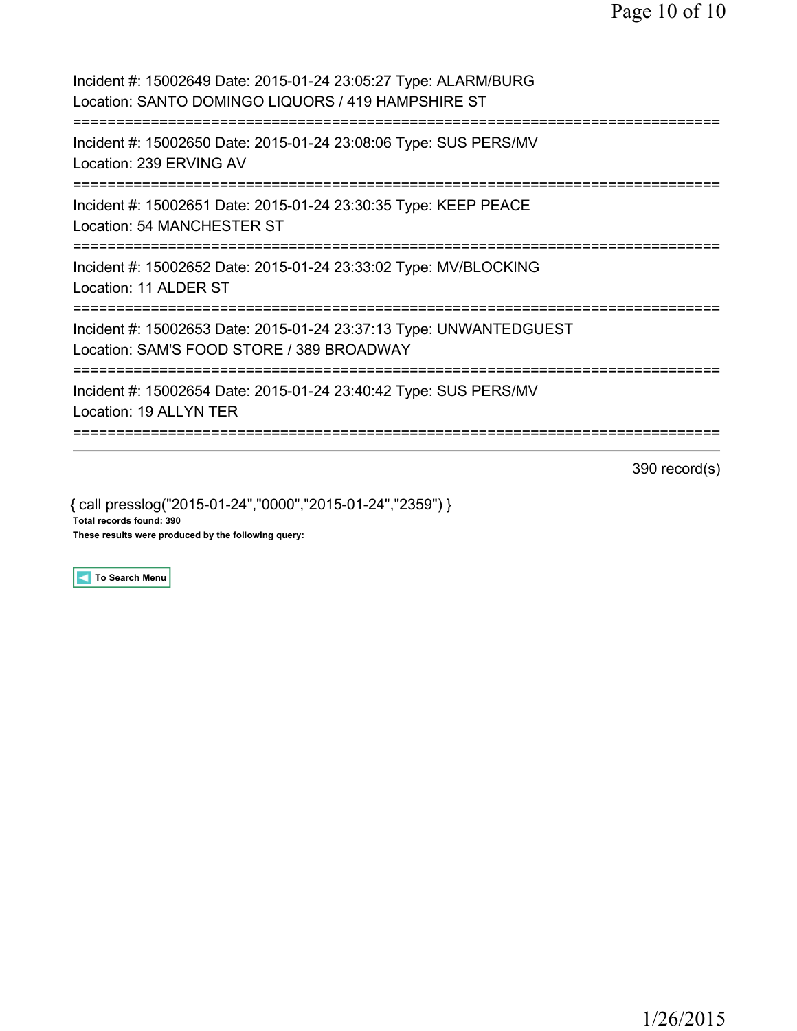Incident #: 15002649 Date: 2015-01-24 23:05:27 Type: ALARM/BURG
Location: SANTO DOMINGO LIQUORS / 419 HAMPSHIRE ST

===========================================================================

Incident #: 15002650 Date: 2015-01-24 23:08:06 Type: SUS PERS/MV
Location: 239 ERVING AV

===========================================================================

Incident #: 15002651 Date: 2015-01-24 23:30:35 Type: KEEP PEACE
Location: 54 MANCHESTER ST

===========================================================================

Incident #: 15002652 Date: 2015-01-24 23:33:02 Type: MV/BLOCKING
Location: 11 ALDER ST

===========================================================================

Incident #: 15002653 Date: 2015-01-24 23:37:13 Type: UNWANTEDGUEST
Location: SAM'S FOOD STORE / 389 BROADWAY

===========================================================================

Incident #: 15002654 Date: 2015-01-24 23:40:42 Type: SUS PERS/MV
Location: 19 ALLYN TER

===========================================================================

390 record(s)

{ call presslog("2015-01-24","0000","2015-01-24","2359") }

**Total records found: 390**

**These results were produced by the following query:**

To Search Menu